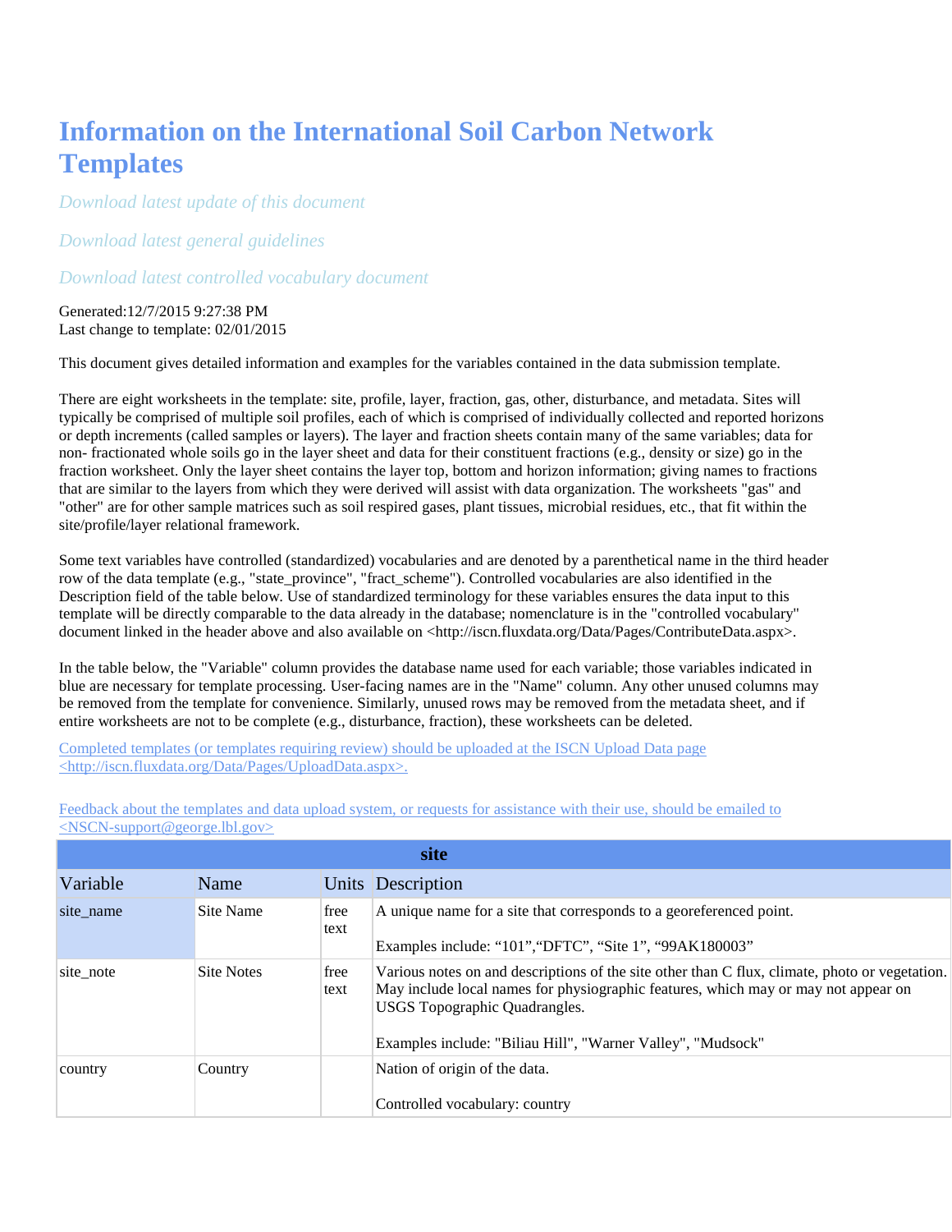# Information on the International Soil Carbon Network Templates

*Download latest update of this document*

*Download latest general guidelines*

*Download latest controlled vocabulary document*

Generated:12/7/2015 9:27:38 PM
Last change to template: 02/01/2015

This document gives detailed information and examples for the variables contained in the data submission template.

There are eight worksheets in the template: site, profile, layer, fraction, gas, other, disturbance, and metadata. Sites will typically be comprised of multiple soil profiles, each of which is comprised of individually collected and reported horizons or depth increments (called samples or layers). The layer and fraction sheets contain many of the same variables; data for non- fractionated whole soils go in the layer sheet and data for their constituent fractions (e.g., density or size) go in the fraction worksheet. Only the layer sheet contains the layer top, bottom and horizon information; giving names to fractions that are similar to the layers from which they were derived will assist with data organization. The worksheets "gas" and "other" are for other sample matrices such as soil respired gases, plant tissues, microbial residues, etc., that fit within the site/profile/layer relational framework.

Some text variables have controlled (standardized) vocabularies and are denoted by a parenthetical name in the third header row of the data template (e.g., "state_province", "fract_scheme"). Controlled vocabularies are also identified in the Description field of the table below. Use of standardized terminology for these variables ensures the data input to this template will be directly comparable to the data already in the database; nomenclature is in the "controlled vocabulary" document linked in the header above and also available on <http://iscn.fluxdata.org/Data/Pages/ContributeData.aspx>.

In the table below, the "Variable" column provides the database name used for each variable; those variables indicated in blue are necessary for template processing. User-facing names are in the "Name" column. Any other unused columns may be removed from the template for convenience. Similarly, unused rows may be removed from the metadata sheet, and if entire worksheets are not to be complete (e.g., disturbance, fraction), these worksheets can be deleted.

Completed templates (or templates requiring review) should be uploaded at the ISCN Upload Data page <http://iscn.fluxdata.org/Data/Pages/UploadData.aspx>.

Feedback about the templates and data upload system, or requests for assistance with their use, should be emailed to <NSCN-support@george.lbl.gov>

| site | | | |
|---|---|---|---|
| Variable | Name | Units | Description |
| site_name | Site Name | free text | A unique name for a site that corresponds to a georeferenced point.<br><br>Examples include: “101”,“DFTC”, “Site 1”, “99AK180003” |
| site_note | Site Notes | free text | Various notes on and descriptions of the site other than C flux, climate, photo or vegetation. May include local names for physiographic features, which may or may not appear on USGS Topographic Quadrangles.<br><br>Examples include: "Biliau Hill", "Warner Valley", "Mudsock" |
| country | Country | | Nation of origin of the data.<br><br>Controlled vocabulary: country |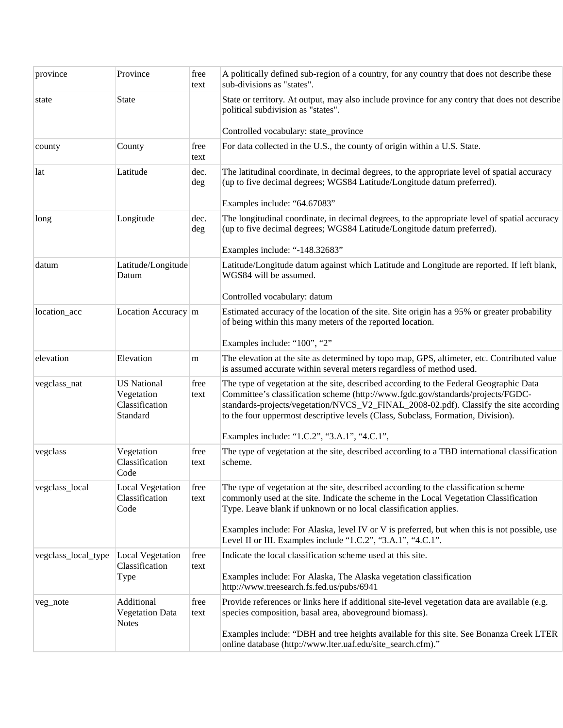| province | Province | free text | A politically defined sub-region of a country, for any country that does not describe these sub-divisions as "states". |
|---|---|---|---|
| state | State | | State or territory. At output, may also include province for any contry that does not describe political subdivision as "states".<br><br>Controlled vocabulary: state_province |
| county | County | free text | For data collected in the U.S., the county of origin within a U.S. State. |
| lat | Latitude | dec. deg | The latitudinal coordinate, in decimal degrees, to the appropriate level of spatial accuracy (up to five decimal degrees; WGS84 Latitude/Longitude datum preferred).<br><br>Examples include: "64.67083" |
| long | Longitude | dec. deg | The longitudinal coordinate, in decimal degrees, to the appropriate level of spatial accuracy (up to five decimal degrees; WGS84 Latitude/Longitude datum preferred).<br><br>Examples include: "-148.32683" |
| datum | Latitude/Longitude Datum | | Latitude/Longitude datum against which Latitude and Longitude are reported. If left blank, WGS84 will be assumed.<br><br>Controlled vocabulary: datum |
| location_acc | Location Accuracy | m | Estimated accuracy of the location of the site. Site origin has a 95% or greater probability of being within this many meters of the reported location.<br><br>Examples include: "100", "2" |
| elevation | Elevation | m | The elevation at the site as determined by topo map, GPS, altimeter, etc. Contributed value is assumed accurate within several meters regardless of method used. |
| vegclass_nat | US National Vegetation Classification Standard | free text | The type of vegetation at the site, described according to the Federal Geographic Data Committee's classification scheme (http://www.fgdc.gov/standards/projects/FGDC-standards-projects/vegetation/NVCS_V2_FINAL_2008-02.pdf). Classify the site according to the four uppermost descriptive levels (Class, Subclass, Formation, Division).<br><br>Examples include: "1.C.2", "3.A.1", "4.C.1", |
| vegclass | Vegetation Classification Code | free text | The type of vegetation at the site, described according to a TBD international classification scheme. |
| vegclass_local | Local Vegetation Classification Code | free text | The type of vegetation at the site, described according to the classification scheme commonly used at the site. Indicate the scheme in the Local Vegetation Classification Type. Leave blank if unknown or no local classification applies.<br><br>Examples include: For Alaska, level IV or V is preferred, but when this is not possible, use Level II or III. Examples include "1.C.2", "3.A.1", "4.C.1". |
| vegclass_local_type | Local Vegetation Classification Type | free text | Indicate the local classification scheme used at this site.<br><br>Examples include: For Alaska, The Alaska vegetation classification http://www.treesearch.fs.fed.us/pubs/6941 |
| veg_note | Additional Vegetation Data Notes | free text | Provide references or links here if additional site-level vegetation data are available (e.g. species composition, basal area, aboveground biomass).<br><br>Examples include: "DBH and tree heights available for this site. See Bonanza Creek LTER online database (http://www.lter.uaf.edu/site_search.cfm)." |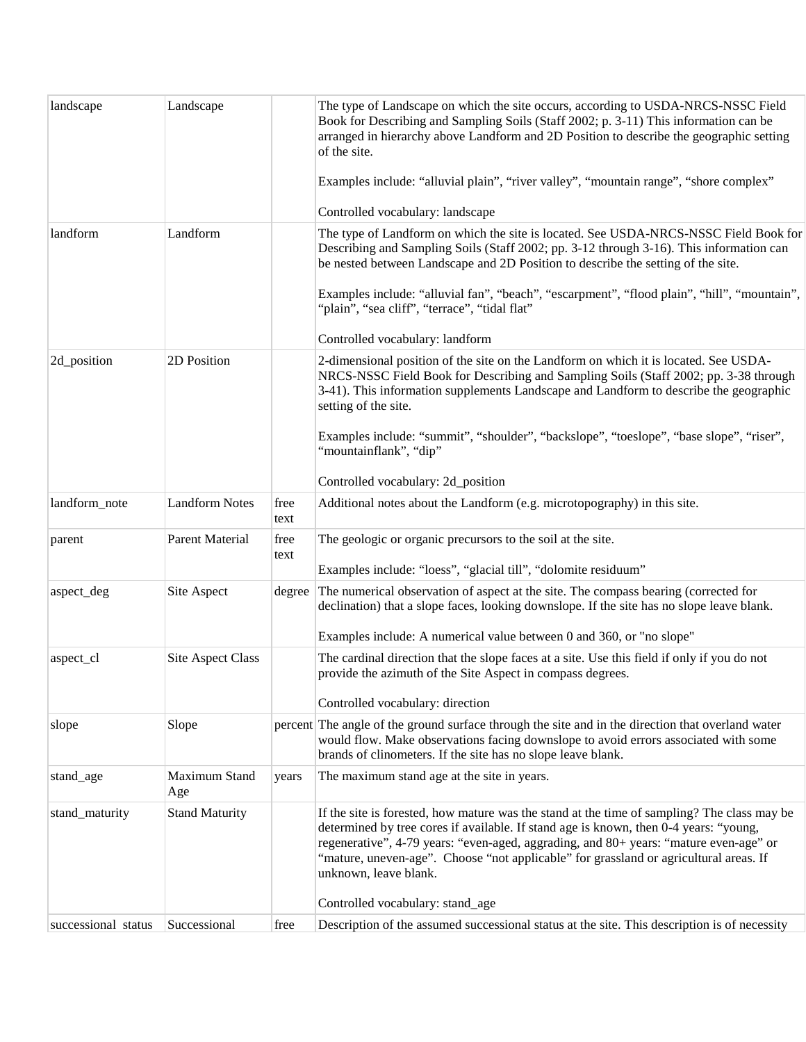| landscape | Landscape | | The type of Landscape on which the site occurs, according to USDA-NRCS-NSSC Field Book for Describing and Sampling Soils (Staff 2002; p. 3-11) This information can be arranged in hierarchy above Landform and 2D Position to describe the geographic setting of the site.<br><br>Examples include: "alluvial plain", "river valley", "mountain range", "shore complex"<br><br>Controlled vocabulary: landscape |
|---|---|---|---|
| landform | Landform | | The type of Landform on which the site is located. See USDA-NRCS-NSSC Field Book for Describing and Sampling Soils (Staff 2002; pp. 3-12 through 3-16). This information can be nested between Landscape and 2D Position to describe the setting of the site.<br><br>Examples include: "alluvial fan", "beach", "escarpment", "flood plain", "hill", "mountain", "plain", "sea cliff", "terrace", "tidal flat"<br><br>Controlled vocabulary: landform |
| 2d_position | 2D Position | | 2-dimensional position of the site on the Landform on which it is located. See USDA-NRCS-NSSC Field Book for Describing and Sampling Soils (Staff 2002; pp. 3-38 through 3-41). This information supplements Landscape and Landform to describe the geographic setting of the site.<br><br>Examples include: "summit", "shoulder", "backslope", "toeslope", "base slope", "riser", "mountainflank", "dip"<br><br>Controlled vocabulary: 2d_position |
| landform_note | Landform Notes | free text | Additional notes about the Landform (e.g. microtopography) in this site. |
| parent | Parent Material | free text | The geologic or organic precursors to the soil at the site.<br><br>Examples include: "loess", "glacial till", "dolomite residuum" |
| aspect_deg | Site Aspect | degree | The numerical observation of aspect at the site. The compass bearing (corrected for declination) that a slope faces, looking downslope. If the site has no slope leave blank.<br><br>Examples include: A numerical value between 0 and 360, or "no slope" |
| aspect_cl | Site Aspect Class | | The cardinal direction that the slope faces at a site. Use this field if only if you do not provide the azimuth of the Site Aspect in compass degrees.<br><br>Controlled vocabulary: direction |
| slope | Slope | percent | The angle of the ground surface through the site and in the direction that overland water would flow. Make observations facing downslope to avoid errors associated with some brands of clinometers. If the site has no slope leave blank. |
| stand_age | Maximum Stand Age | years | The maximum stand age at the site in years. |
| stand_maturity | Stand Maturity | | If the site is forested, how mature was the stand at the time of sampling? The class may be determined by tree cores if available. If stand age is known, then 0-4 years: "young, regenerative", 4-79 years: "even-aged, aggrading, and 80+ years: "mature even-age" or "mature, uneven-age". Choose "not applicable" for grassland or agricultural areas. If unknown, leave blank.<br><br>Controlled vocabulary: stand_age |
| successional status | Successional | free | Description of the assumed successional status at the site. This description is of necessity |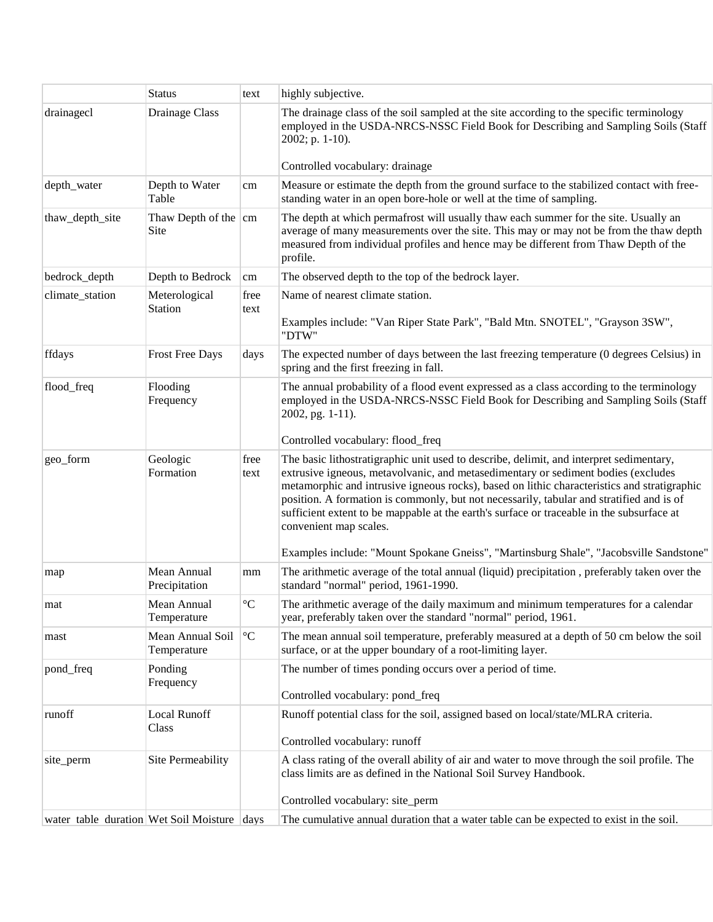|  | Status | text | highly subjective. |
|---|---|---|---|
| drainagecl | Drainage Class |  | The drainage class of the soil sampled at the site according to the specific terminology employed in the USDA-NRCS-NSSC Field Book for Describing and Sampling Soils (Staff 2002; p. 1-10).<br><br>Controlled vocabulary: drainage |
| depth_water | Depth to Water Table | cm | Measure or estimate the depth from the ground surface to the stabilized contact with free-standing water in an open bore-hole or well at the time of sampling. |
| thaw_depth_site | Thaw Depth of the Site | cm | The depth at which permafrost will usually thaw each summer for the site. Usually an average of many measurements over the site. This may or may not be from the thaw depth measured from individual profiles and hence may be different from Thaw Depth of the profile. |
| bedrock_depth | Depth to Bedrock | cm | The observed depth to the top of the bedrock layer. |
| climate_station | Meterological Station | free text | Name of nearest climate station.<br><br>Examples include: "Van Riper State Park", "Bald Mtn. SNOTEL", "Grayson 3SW", "DTW" |
| ffdays | Frost Free Days | days | The expected number of days between the last freezing temperature (0 degrees Celsius) in spring and the first freezing in fall. |
| flood_freq | Flooding Frequency |  | The annual probability of a flood event expressed as a class according to the terminology employed in the USDA-NRCS-NSSC Field Book for Describing and Sampling Soils (Staff 2002, pg. 1-11).<br><br>Controlled vocabulary: flood_freq |
| geo_form | Geologic Formation | free text | The basic lithostratigraphic unit used to describe, delimit, and interpret sedimentary, extrusive igneous, metavolvanic, and metasedimentary or sediment bodies (excludes metamorphic and intrusive igneous rocks), based on lithic characteristics and stratigraphic position. A formation is commonly, but not necessarily, tabular and stratified and is of sufficient extent to be mappable at the earth's surface or traceable in the subsurface at convenient map scales.<br><br>Examples include: "Mount Spokane Gneiss", "Martinsburg Shale", "Jacobsville Sandstone" |
| map | Mean Annual Precipitation | mm | The arithmetic average of the total annual (liquid) precipitation , preferably taken over the standard "normal" period, 1961-1990. |
| mat | Mean Annual Temperature | °C | The arithmetic average of the daily maximum and minimum temperatures for a calendar year, preferably taken over the standard "normal" period, 1961. |
| mast | Mean Annual Soil Temperature | °C | The mean annual soil temperature, preferably measured at a depth of 50 cm below the soil surface, or at the upper boundary of a root-limiting layer. |
| pond_freq | Ponding Frequency |  | The number of times ponding occurs over a period of time.<br><br>Controlled vocabulary: pond_freq |
| runoff | Local Runoff Class |  | Runoff potential class for the soil, assigned based on local/state/MLRA criteria.<br><br>Controlled vocabulary: runoff |
| site_perm | Site Permeability |  | A class rating of the overall ability of air and water to move through the soil profile. The class limits are as defined in the National Soil Survey Handbook.<br><br>Controlled vocabulary: site_perm |
| water_table_duration | Wet Soil Moisture | days | The cumulative annual duration that a water table can be expected to exist in the soil. |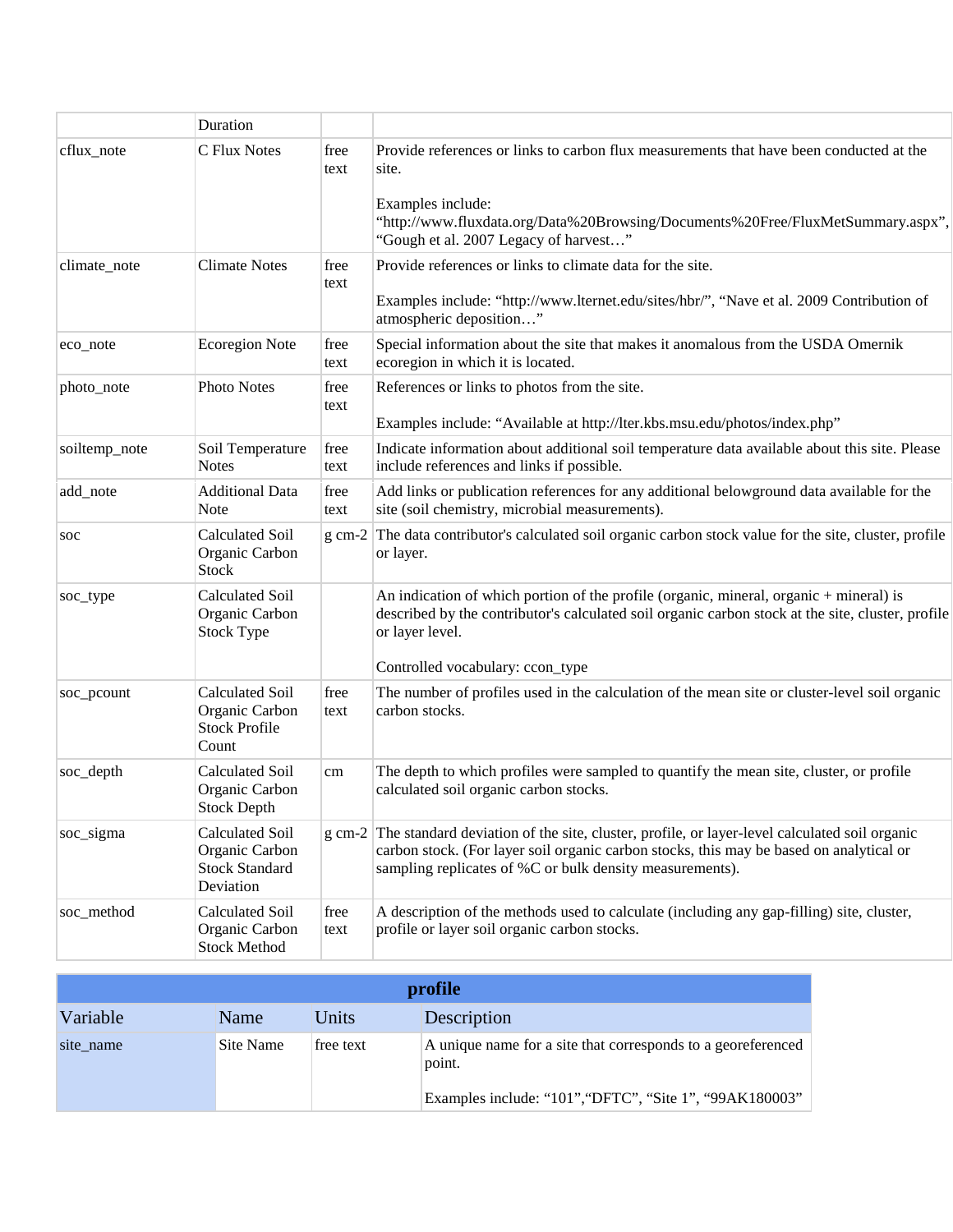| | Duration | | |
|---|---|---|---|
| cflux_note | C Flux Notes | free text | Provide references or links to carbon flux measurements that have been conducted at the site.<br><br>Examples include: "http://www.fluxdata.org/Data%20Browsing/Documents%20Free/FluxMetSummary.aspx", "Gough et al. 2007 Legacy of harvest…" |
| climate_note | Climate Notes | free text | Provide references or links to climate data for the site.<br><br>Examples include: "http://www.lternet.edu/sites/hbr/", "Nave et al. 2009 Contribution of atmospheric deposition…" |
| eco_note | Ecoregion Note | free text | Special information about the site that makes it anomalous from the USDA Omernik ecoregion in which it is located. |
| photo_note | Photo Notes | free text | References or links to photos from the site.<br><br>Examples include: "Available at http://lter.kbs.msu.edu/photos/index.php" |
| soiltemp_note | Soil Temperature Notes | free text | Indicate information about additional soil temperature data available about this site. Please include references and links if possible. |
| add_note | Additional Data Note | free text | Add links or publication references for any additional belowground data available for the site (soil chemistry, microbial measurements). |
| soc | Calculated Soil Organic Carbon Stock | g cm-2 | The data contributor's calculated soil organic carbon stock value for the site, cluster, profile or layer. |
| soc_type | Calculated Soil Organic Carbon Stock Type | | An indication of which portion of the profile (organic, mineral, organic + mineral) is described by the contributor's calculated soil organic carbon stock at the site, cluster, profile or layer level.<br><br>Controlled vocabulary: ccon_type |
| soc_pcount | Calculated Soil Organic Carbon Stock Profile Count | free text | The number of profiles used in the calculation of the mean site or cluster-level soil organic carbon stocks. |
| soc_depth | Calculated Soil Organic Carbon Stock Depth | cm | The depth to which profiles were sampled to quantify the mean site, cluster, or profile calculated soil organic carbon stocks. |
| soc_sigma | Calculated Soil Organic Carbon Stock Standard Deviation | g cm-2 | The standard deviation of the site, cluster, profile, or layer-level calculated soil organic carbon stock. (For layer soil organic carbon stocks, this may be based on analytical or sampling replicates of %C or bulk density measurements). |
| soc_method | Calculated Soil Organic Carbon Stock Method | free text | A description of the methods used to calculate (including any gap-filling) site, cluster, profile or layer soil organic carbon stocks. |

**profile**

| Variable | Name | Units | Description |
|---|---|---|---|
| site_name | Site Name | free text | A unique name for a site that corresponds to a georeferenced point.<br><br>Examples include: "101","DFTC", "Site 1", "99AK180003" |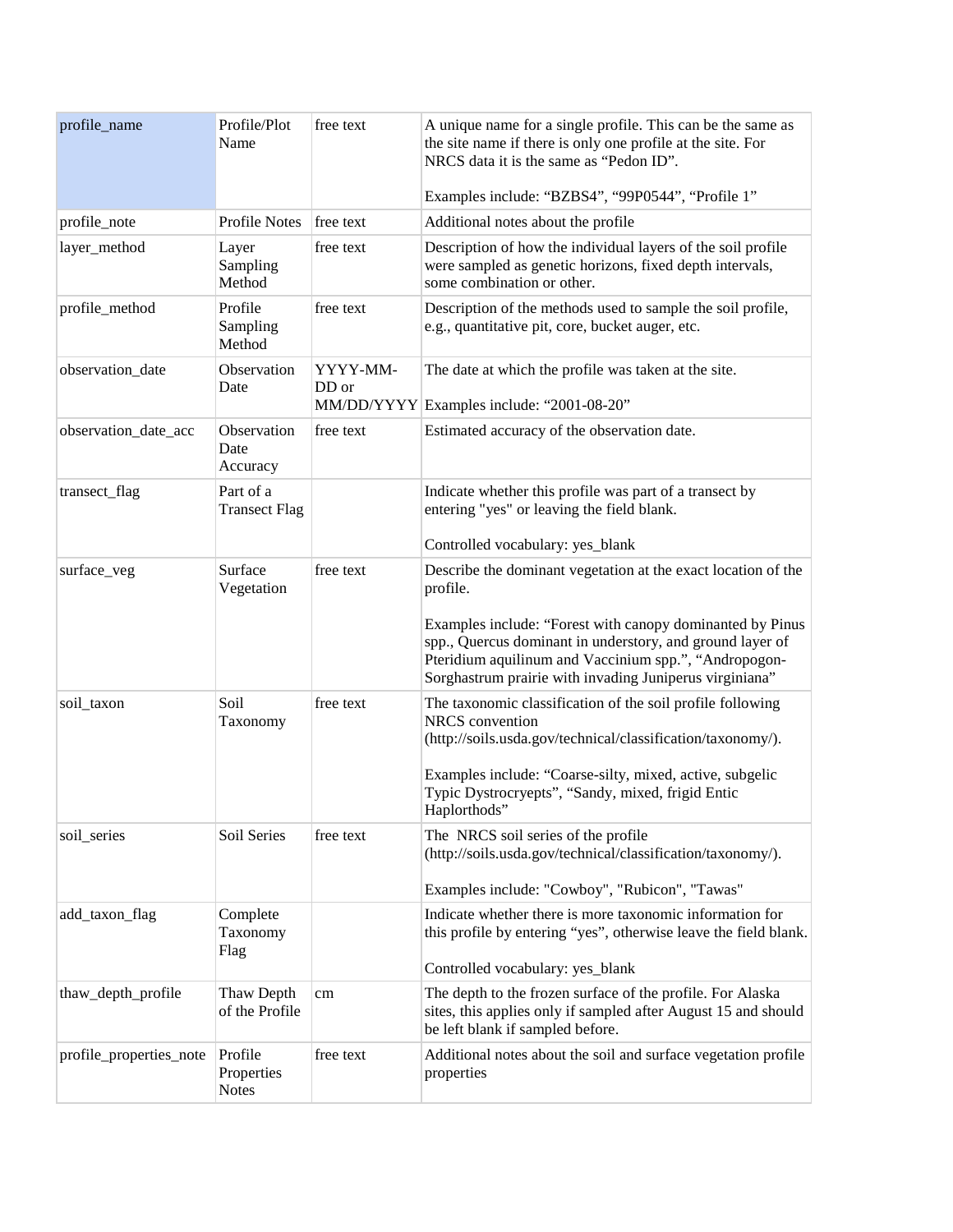| profile_name | Profile/Plot Name | free text | A unique name for a single profile. This can be the same as the site name if there is only one profile at the site. For NRCS data it is the same as “Pedon ID”.<br><br>Examples include: “BZBS4”, “99P0544”, “Profile 1” |
|---|---|---|---|
| profile_note | Profile Notes | free text | Additional notes about the profile |
| layer_method | Layer Sampling Method | free text | Description of how the individual layers of the soil profile were sampled as genetic horizons, fixed depth intervals, some combination or other. |
| profile_method | Profile Sampling Method | free text | Description of the methods used to sample the soil profile, e.g., quantitative pit, core, bucket auger, etc. |
| observation_date | Observation Date | YYYY-MM-DD or MM/DD/YYYY | The date at which the profile was taken at the site.<br><br>Examples include: “2001-08-20” |
| observation_date_acc | Observation Date Accuracy | free text | Estimated accuracy of the observation date. |
| transect_flag | Part of a Transect Flag | | Indicate whether this profile was part of a transect by entering "yes" or leaving the field blank.<br><br>Controlled vocabulary: yes_blank |
| surface_veg | Surface Vegetation | free text | Describe the dominant vegetation at the exact location of the profile.<br><br>Examples include: “Forest with canopy dominanted by Pinus spp., Quercus dominant in understory, and ground layer of Pteridium aquilinum and Vaccinium spp.”, “Andropogon-Sorghastrum prairie with invading Juniperus virginiana” |
| soil_taxon | Soil Taxonomy | free text | The taxonomic classification of the soil profile following NRCS convention (http://soils.usda.gov/technical/classification/taxonomy/).<br><br>Examples include: “Coarse-silty, mixed, active, subgelic Typic Dystrocryepts”, “Sandy, mixed, frigid Entic Haplorthods” |
| soil_series | Soil Series | free text | The NRCS soil series of the profile (http://soils.usda.gov/technical/classification/taxonomy/).<br><br>Examples include: "Cowboy", "Rubicon", "Tawas" |
| add_taxon_flag | Complete Taxonomy Flag | | Indicate whether there is more taxonomic information for this profile by entering “yes”, otherwise leave the field blank.<br><br>Controlled vocabulary: yes_blank |
| thaw_depth_profile | Thaw Depth of the Profile | cm | The depth to the frozen surface of the profile. For Alaska sites, this applies only if sampled after August 15 and should be left blank if sampled before. |
| profile_properties_note | Profile Properties Notes | free text | Additional notes about the soil and surface vegetation profile properties |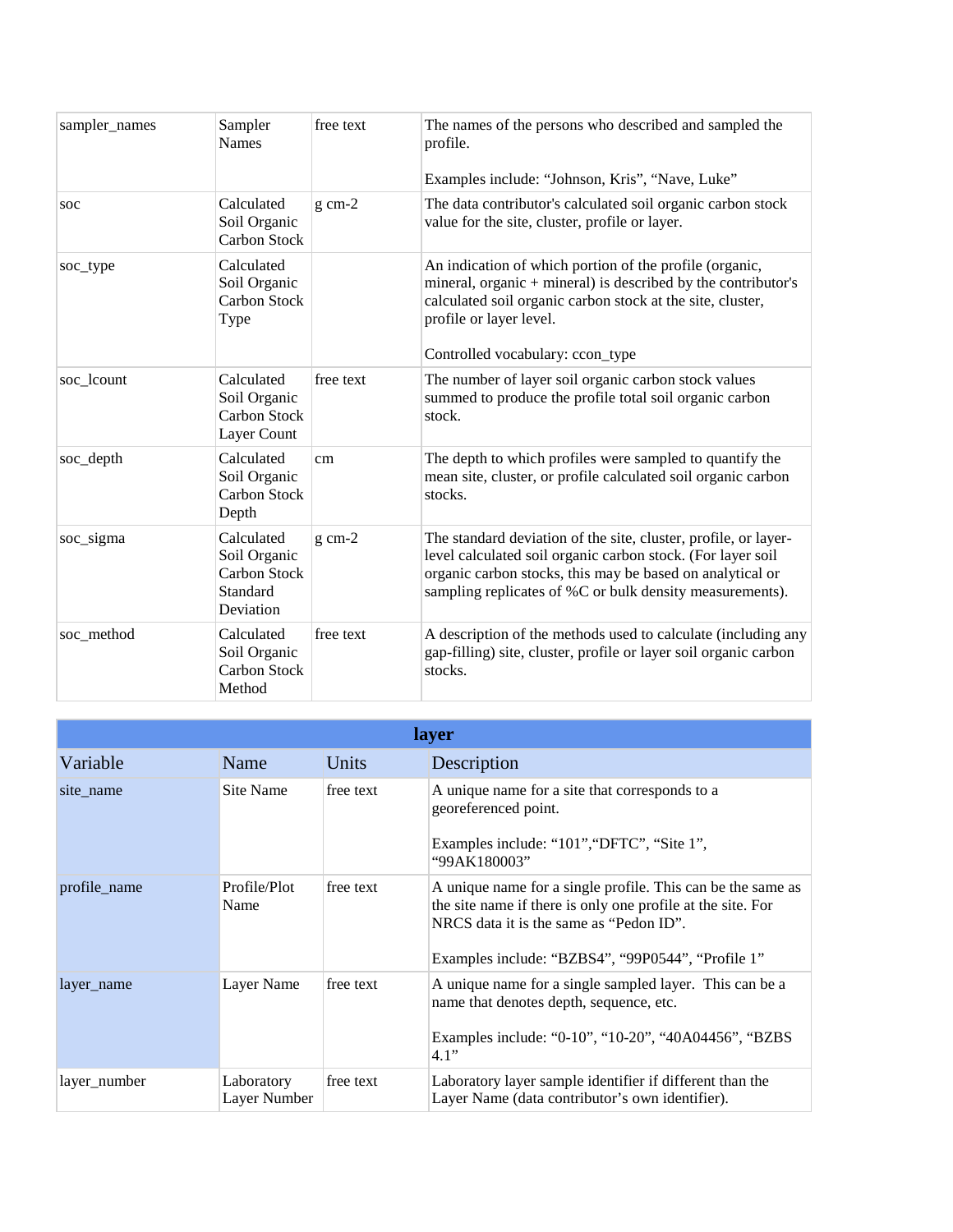| | | | |
|---|---|---|---|
| sampler_names | Sampler Names | free text | The names of the persons who described and sampled the profile.<br><br>Examples include: “Johnson, Kris”, “Nave, Luke” |
| soc | Calculated Soil Organic Carbon Stock | g cm-2 | The data contributor's calculated soil organic carbon stock value for the site, cluster, profile or layer. |
| soc_type | Calculated Soil Organic Carbon Stock Type | | An indication of which portion of the profile (organic, mineral, organic + mineral) is described by the contributor's calculated soil organic carbon stock at the site, cluster, profile or layer level.<br><br>Controlled vocabulary: ccon_type |
| soc_lcount | Calculated Soil Organic Carbon Stock Layer Count | free text | The number of layer soil organic carbon stock values summed to produce the profile total soil organic carbon stock. |
| soc_depth | Calculated Soil Organic Carbon Stock Depth | cm | The depth to which profiles were sampled to quantify the mean site, cluster, or profile calculated soil organic carbon stocks. |
| soc_sigma | Calculated Soil Organic Carbon Stock Standard Deviation | g cm-2 | The standard deviation of the site, cluster, profile, or layer-level calculated soil organic carbon stock. (For layer soil organic carbon stocks, this may be based on analytical or sampling replicates of %C or bulk density measurements). |
| soc_method | Calculated Soil Organic Carbon Stock Method | free text | A description of the methods used to calculate (including any gap-filling) site, cluster, profile or layer soil organic carbon stocks. |

| **layer** | | | |
|---|---|---|---|
| Variable | Name | Units | Description |
| site_name | Site Name | free text | A unique name for a site that corresponds to a georeferenced point.<br><br>Examples include: “101”,“DFTC”, “Site 1”, “99AK180003” |
| profile_name | Profile/Plot Name | free text | A unique name for a single profile. This can be the same as the site name if there is only one profile at the site. For NRCS data it is the same as “Pedon ID”.<br><br>Examples include: “BZBS4”, “99P0544”, “Profile 1” |
| layer_name | Layer Name | free text | A unique name for a single sampled layer. This can be a name that denotes depth, sequence, etc.<br><br>Examples include: “0-10”, “10-20”, “40A04456”, “BZBS 4.1” |
| layer_number | Laboratory Layer Number | free text | Laboratory layer sample identifier if different than the Layer Name (data contributor’s own identifier). |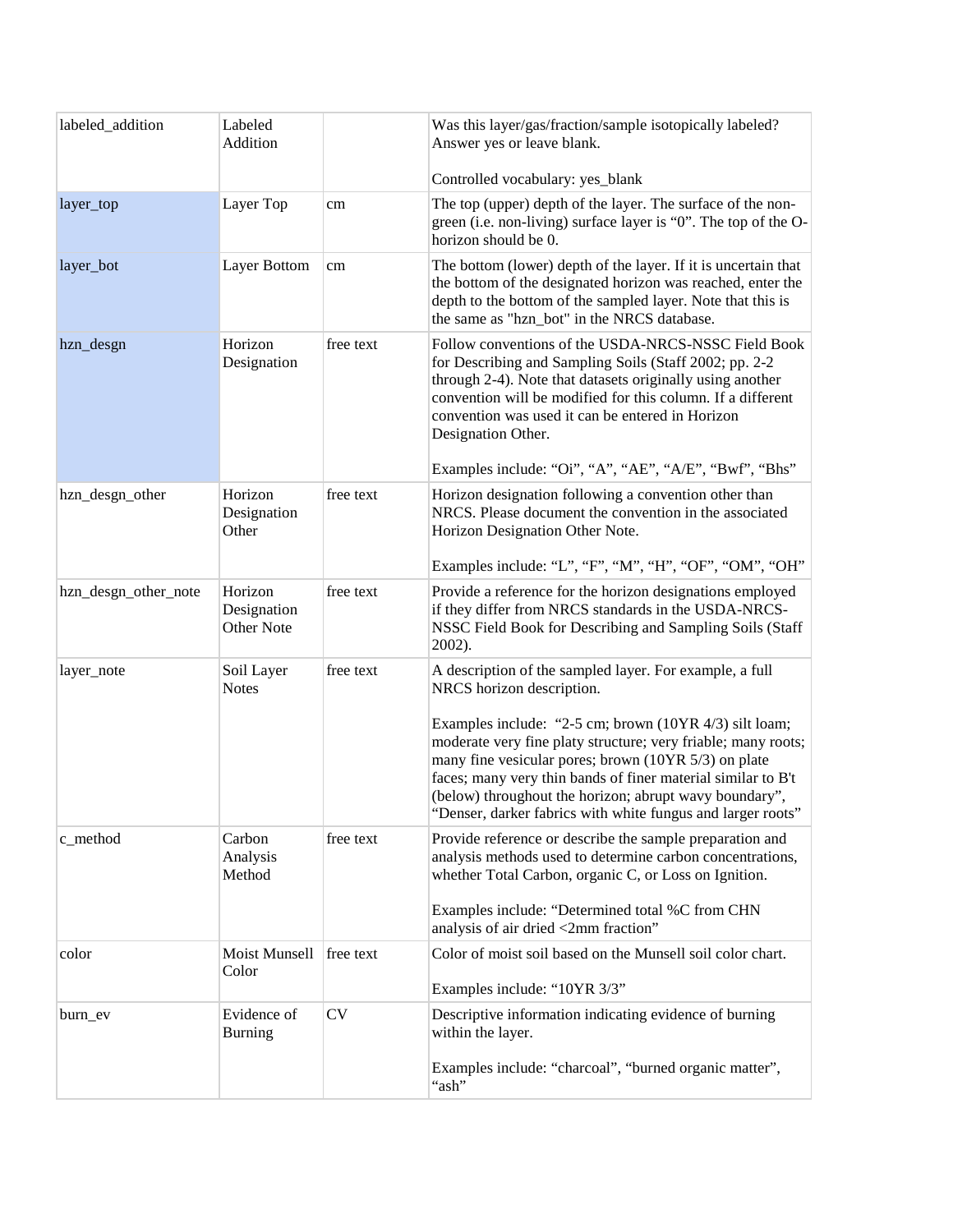| labeled_addition | Labeled Addition | | Was this layer/gas/fraction/sample isotopically labeled? Answer yes or leave blank.<br><br>Controlled vocabulary: yes_blank |
|---|---|---|---|
| layer_top | Layer Top | cm | The top (upper) depth of the layer. The surface of the non-green (i.e. non-living) surface layer is "0". The top of the O-horizon should be 0. |
| layer_bot | Layer Bottom | cm | The bottom (lower) depth of the layer. If it is uncertain that the bottom of the designated horizon was reached, enter the depth to the bottom of the sampled layer. Note that this is the same as "hzn_bot" in the NRCS database. |
| hzn_desgn | Horizon Designation | free text | Follow conventions of the USDA-NRCS-NSSC Field Book for Describing and Sampling Soils (Staff 2002; pp. 2-2 through 2-4). Note that datasets originally using another convention will be modified for this column. If a different convention was used it can be entered in Horizon Designation Other.<br><br>Examples include: "Oi", "A", "AE", "A/E", "Bwf", "Bhs" |
| hzn_desgn_other | Horizon Designation Other | free text | Horizon designation following a convention other than NRCS. Please document the convention in the associated Horizon Designation Other Note.<br><br>Examples include: "L", "F", "M", "H", "OF", "OM", "OH" |
| hzn_desgn_other_note | Horizon Designation Other Note | free text | Provide a reference for the horizon designations employed if they differ from NRCS standards in the USDA-NRCS-NSSC Field Book for Describing and Sampling Soils (Staff 2002). |
| layer_note | Soil Layer Notes | free text | A description of the sampled layer. For example, a full NRCS horizon description.<br><br>Examples include: "2-5 cm; brown (10YR 4/3) silt loam; moderate very fine platy structure; very friable; many roots; many fine vesicular pores; brown (10YR 5/3) on plate faces; many very thin bands of finer material similar to B't (below) throughout the horizon; abrupt wavy boundary", "Denser, darker fabrics with white fungus and larger roots" |
| c_method | Carbon Analysis Method | free text | Provide reference or describe the sample preparation and analysis methods used to determine carbon concentrations, whether Total Carbon, organic C, or Loss on Ignition.<br><br>Examples include: "Determined total %C from CHN analysis of air dried <2mm fraction" |
| color | Moist Munsell Color | free text | Color of moist soil based on the Munsell soil color chart.<br><br>Examples include: "10YR 3/3" |
| burn_ev | Evidence of Burning | CV | Descriptive information indicating evidence of burning within the layer.<br><br>Examples include: "charcoal", "burned organic matter", "ash" |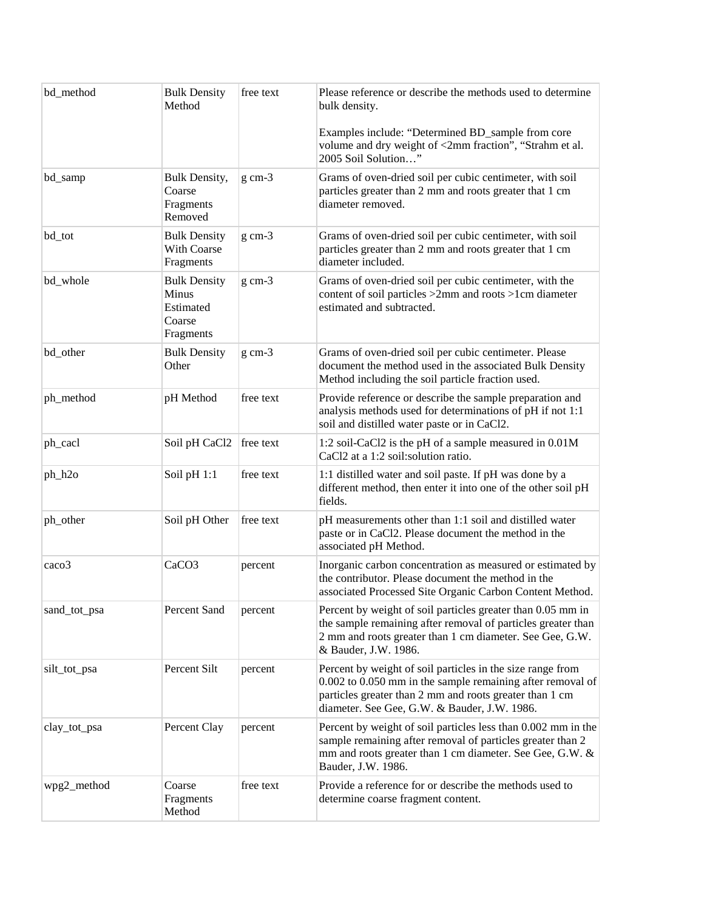| bd_method | Bulk Density Method | free text | Please reference or describe the methods used to determine bulk density.<br><br>Examples include: "Determined BD_sample from core volume and dry weight of <2mm fraction", "Strahm et al. 2005 Soil Solution…" |
|---|---|---|---|
| bd_samp | Bulk Density, Coarse Fragments Removed | g cm-3 | Grams of oven-dried soil per cubic centimeter, with soil particles greater than 2 mm and roots greater that 1 cm diameter removed. |
| bd_tot | Bulk Density With Coarse Fragments | g cm-3 | Grams of oven-dried soil per cubic centimeter, with soil particles greater than 2 mm and roots greater that 1 cm diameter included. |
| bd_whole | Bulk Density Minus Estimated Coarse Fragments | g cm-3 | Grams of oven-dried soil per cubic centimeter, with the content of soil particles >2mm and roots >1cm diameter estimated and subtracted. |
| bd_other | Bulk Density Other | g cm-3 | Grams of oven-dried soil per cubic centimeter. Please document the method used in the associated Bulk Density Method including the soil particle fraction used. |
| ph_method | pH Method | free text | Provide reference or describe the sample preparation and analysis methods used for determinations of pH if not 1:1 soil and distilled water paste or in CaCl2. |
| ph_cacl | Soil pH CaCl2 | free text | 1:2 soil-CaCl2 is the pH of a sample measured in 0.01M CaCl2 at a 1:2 soil:solution ratio. |
| ph_h2o | Soil pH 1:1 | free text | 1:1 distilled water and soil paste. If pH was done by a different method, then enter it into one of the other soil pH fields. |
| ph_other | Soil pH Other | free text | pH measurements other than 1:1 soil and distilled water paste or in CaCl2. Please document the method in the associated pH Method. |
| caco3 | CaCO3 | percent | Inorganic carbon concentration as measured or estimated by the contributor. Please document the method in the associated Processed Site Organic Carbon Content Method. |
| sand_tot_psa | Percent Sand | percent | Percent by weight of soil particles greater than 0.05 mm in the sample remaining after removal of particles greater than 2 mm and roots greater than 1 cm diameter. See Gee, G.W. & Bauder, J.W. 1986. |
| silt_tot_psa | Percent Silt | percent | Percent by weight of soil particles in the size range from 0.002 to 0.050 mm in the sample remaining after removal of particles greater than 2 mm and roots greater than 1 cm diameter. See Gee, G.W. & Bauder, J.W. 1986. |
| clay_tot_psa | Percent Clay | percent | Percent by weight of soil particles less than 0.002 mm in the sample remaining after removal of particles greater than 2 mm and roots greater than 1 cm diameter. See Gee, G.W. & Bauder, J.W. 1986. |
| wpg2_method | Coarse Fragments Method | free text | Provide a reference for or describe the methods used to determine coarse fragment content. |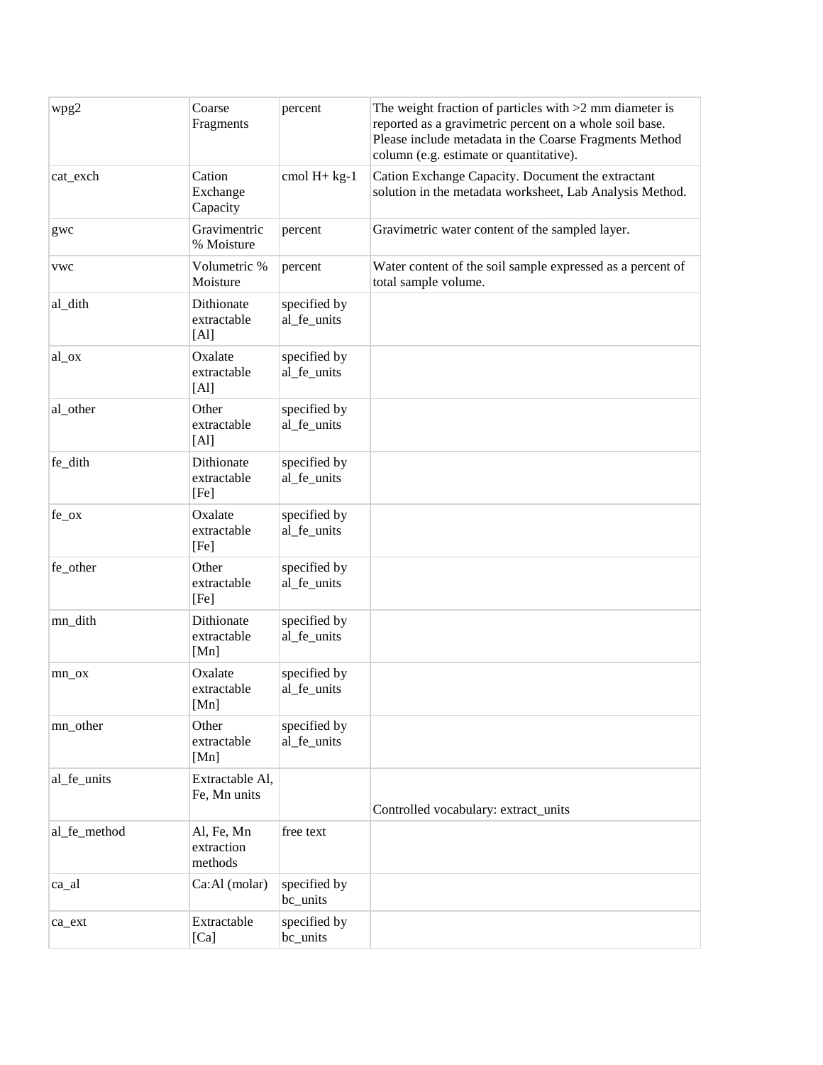| | | | |
|---|---|---|---|
| wpg2 | Coarse Fragments | percent | The weight fraction of particles with >2 mm diameter is reported as a gravimetric percent on a whole soil base. Please include metadata in the Coarse Fragments Method column (e.g. estimate or quantitative). |
| cat_exch | Cation Exchange Capacity | cmol H+ kg-1 | Cation Exchange Capacity. Document the extractant solution in the metadata worksheet, Lab Analysis Method. |
| gwc | Gravimentric % Moisture | percent | Gravimetric water content of the sampled layer. |
| vwc | Volumetric % Moisture | percent | Water content of the soil sample expressed as a percent of total sample volume. |
| al_dith | Dithionate extractable [Al] | specified by al_fe_units | |
| al_ox | Oxalate extractable [Al] | specified by al_fe_units | |
| al_other | Other extractable [Al] | specified by al_fe_units | |
| fe_dith | Dithionate extractable [Fe] | specified by al_fe_units | |
| fe_ox | Oxalate extractable [Fe] | specified by al_fe_units | |
| fe_other | Other extractable [Fe] | specified by al_fe_units | |
| mn_dith | Dithionate extractable [Mn] | specified by al_fe_units | |
| mn_ox | Oxalate extractable [Mn] | specified by al_fe_units | |
| mn_other | Other extractable [Mn] | specified by al_fe_units | |
| al_fe_units | Extractable Al, Fe, Mn units | | Controlled vocabulary: extract_units |
| al_fe_method | Al, Fe, Mn extraction methods | free text | |
| ca_al | Ca:Al (molar) | specified by bc_units | |
| ca_ext | Extractable [Ca] | specified by bc_units | |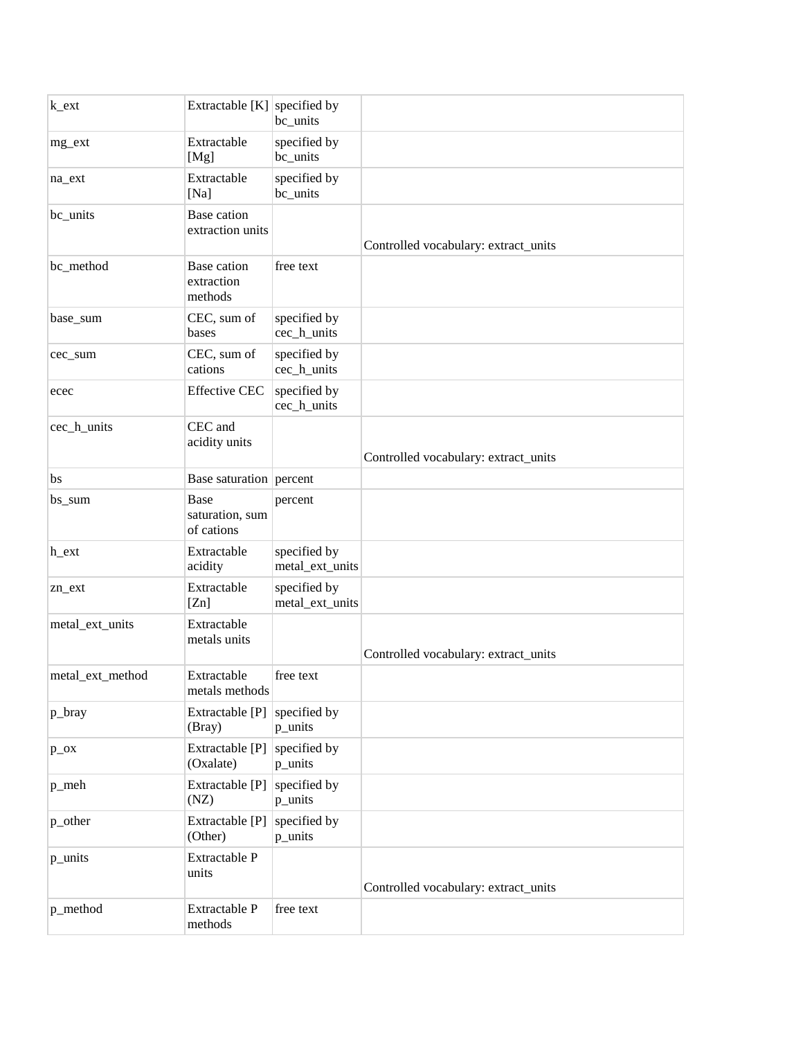| | | | |
|---|---|---|---|
| k_ext | Extractable [K] | specified by bc_units | |
| mg_ext | Extractable [Mg] | specified by bc_units | |
| na_ext | Extractable [Na] | specified by bc_units | |
| bc_units | Base cation extraction units | | Controlled vocabulary: extract_units |
| bc_method | Base cation extraction methods | free text | |
| base_sum | CEC, sum of bases | specified by cec_h_units | |
| cec_sum | CEC, sum of cations | specified by cec_h_units | |
| ecec | Effective CEC | specified by cec_h_units | |
| cec_h_units | CEC and acidity units | | Controlled vocabulary: extract_units |
| bs | Base saturation | percent | |
| bs_sum | Base saturation, sum of cations | percent | |
| h_ext | Extractable acidity | specified by metal_ext_units | |
| zn_ext | Extractable [Zn] | specified by metal_ext_units | |
| metal_ext_units | Extractable metals units | | Controlled vocabulary: extract_units |
| metal_ext_method | Extractable metals methods | free text | |
| p_bray | Extractable [P] (Bray) | specified by p_units | |
| p_ox | Extractable [P] (Oxalate) | specified by p_units | |
| p_meh | Extractable [P] (NZ) | specified by p_units | |
| p_other | Extractable [P] (Other) | specified by p_units | |
| p_units | Extractable P units | | Controlled vocabulary: extract_units |
| p_method | Extractable P methods | free text | |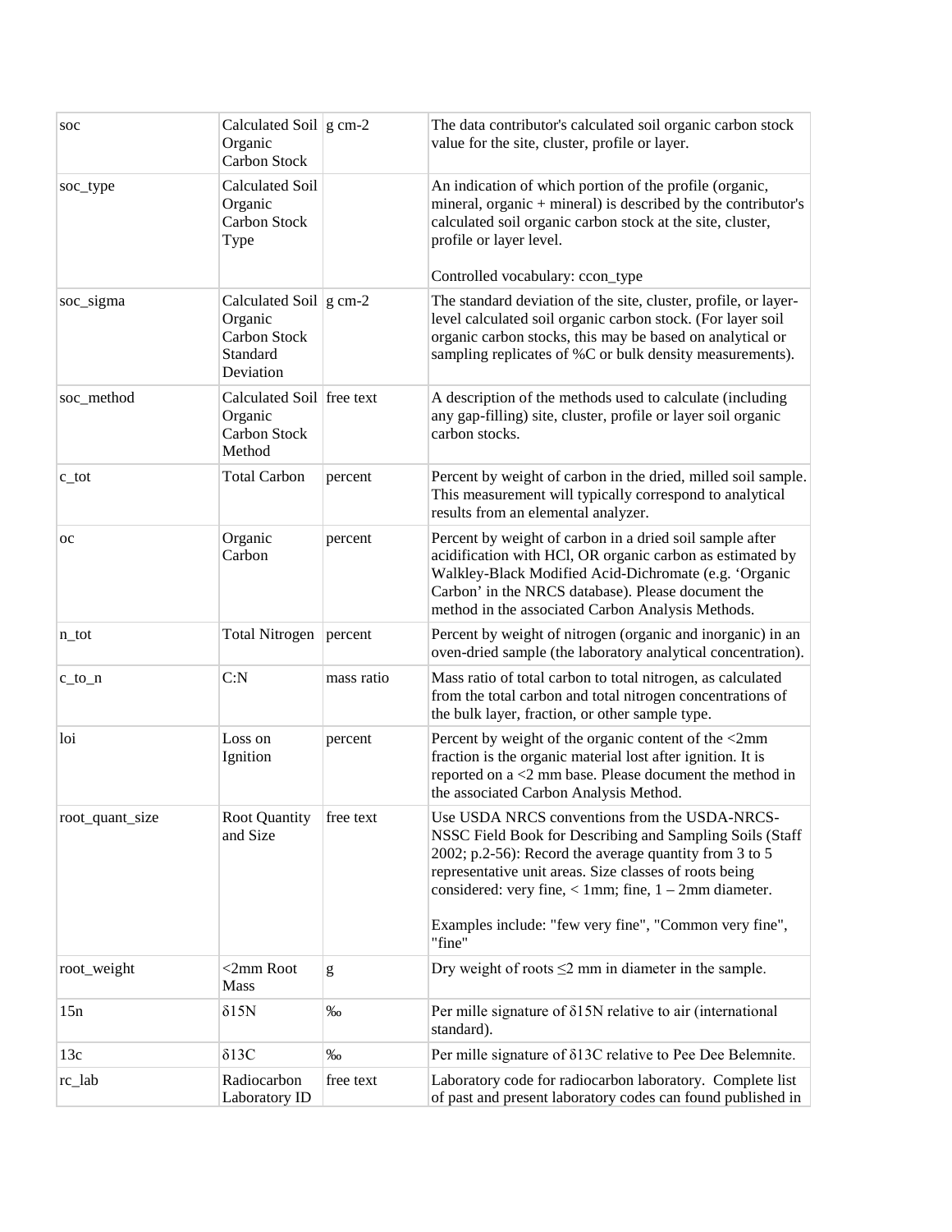| soc | Calculated Soil Organic Carbon Stock | g cm-2 | The data contributor's calculated soil organic carbon stock value for the site, cluster, profile or layer. |
|---|---|---|---|
| soc_type | Calculated Soil Organic Carbon Stock Type | | An indication of which portion of the profile (organic, mineral, organic + mineral) is described by the contributor's calculated soil organic carbon stock at the site, cluster, profile or layer level.<br><br>Controlled vocabulary: ccon_type |
| soc_sigma | Calculated Soil Organic Carbon Stock Standard Deviation | g cm-2 | The standard deviation of the site, cluster, profile, or layer-level calculated soil organic carbon stock. (For layer soil organic carbon stocks, this may be based on analytical or sampling replicates of %C or bulk density measurements). |
| soc_method | Calculated Soil Organic Carbon Stock Method | free text | A description of the methods used to calculate (including any gap-filling) site, cluster, profile or layer soil organic carbon stocks. |
| c_tot | Total Carbon | percent | Percent by weight of carbon in the dried, milled soil sample. This measurement will typically correspond to analytical results from an elemental analyzer. |
| oc | Organic Carbon | percent | Percent by weight of carbon in a dried soil sample after acidification with HCl, OR organic carbon as estimated by Walkley-Black Modified Acid-Dichromate (e.g. 'Organic Carbon' in the NRCS database). Please document the method in the associated Carbon Analysis Methods. |
| n_tot | Total Nitrogen | percent | Percent by weight of nitrogen (organic and inorganic) in an oven-dried sample (the laboratory analytical concentration). |
| c_to_n | C:N | mass ratio | Mass ratio of total carbon to total nitrogen, as calculated from the total carbon and total nitrogen concentrations of the bulk layer, fraction, or other sample type. |
| loi | Loss on Ignition | percent | Percent by weight of the organic content of the <2mm fraction is the organic material lost after ignition. It is reported on a <2 mm base. Please document the method in the associated Carbon Analysis Method. |
| root_quant_size | Root Quantity and Size | free text | Use USDA NRCS conventions from the USDA-NRCS-NSSC Field Book for Describing and Sampling Soils (Staff 2002; p.2-56): Record the average quantity from 3 to 5 representative unit areas. Size classes of roots being considered: very fine, < 1mm; fine, 1 – 2mm diameter.<br><br>Examples include: "few very fine", "Common very fine", "fine" |
| root_weight | <2mm Root Mass | g | Dry weight of roots ≤2 mm in diameter in the sample. |
| 15n | δ15N | ‰ | Per mille signature of δ15N relative to air (international standard). |
| 13c | δ13C | ‰ | Per mille signature of δ13C relative to Pee Dee Belemnite. |
| rc_lab | Radiocarbon Laboratory ID | free text | Laboratory code for radiocarbon laboratory. Complete list of past and present laboratory codes can found published in |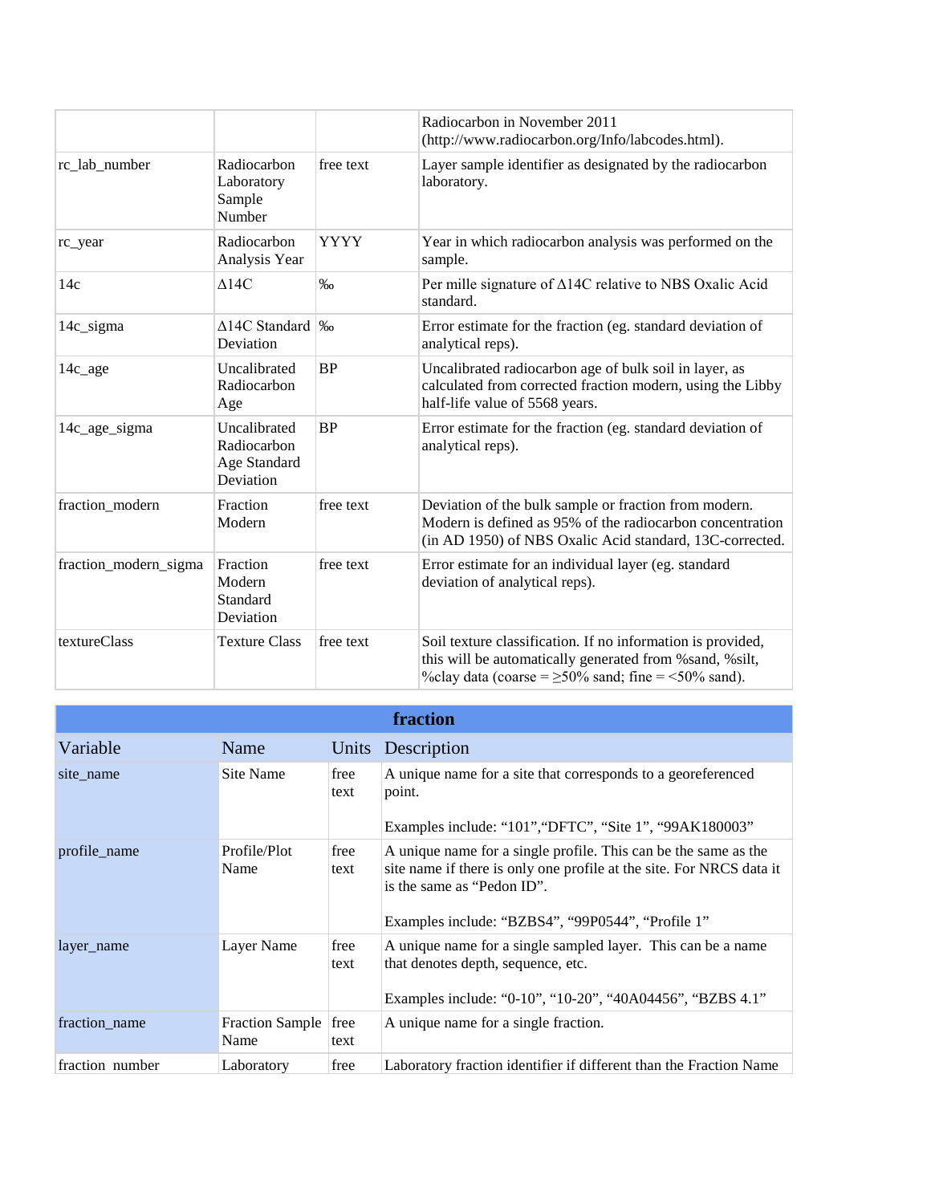| | | | |
|---|---|---|---|
| | | | Radiocarbon in November 2011 (http://www.radiocarbon.org/Info/labcodes.html). |
| rc_lab_number | Radiocarbon Laboratory Sample Number | free text | Layer sample identifier as designated by the radiocarbon laboratory. |
| rc_year | Radiocarbon Analysis Year | YYYY | Year in which radiocarbon analysis was performed on the sample. |
| 14c | Δ14C | ‰ | Per mille signature of Δ14C relative to NBS Oxalic Acid standard. |
| 14c_sigma | Δ14C Standard Deviation | ‰ | Error estimate for the fraction (eg. standard deviation of analytical reps). |
| 14c_age | Uncalibrated Radiocarbon Age | BP | Uncalibrated radiocarbon age of bulk soil in layer, as calculated from corrected fraction modern, using the Libby half-life value of 5568 years. |
| 14c_age_sigma | Uncalibrated Radiocarbon Age Standard Deviation | BP | Error estimate for the fraction (eg. standard deviation of analytical reps). |
| fraction_modern | Fraction Modern | free text | Deviation of the bulk sample or fraction from modern. Modern is defined as 95% of the radiocarbon concentration (in AD 1950) of NBS Oxalic Acid standard, 13C-corrected. |
| fraction_modern_sigma | Fraction Modern Standard Deviation | free text | Error estimate for an individual layer (eg. standard deviation of analytical reps). |
| textureClass | Texture Class | free text | Soil texture classification. If no information is provided, this will be automatically generated from %sand, %silt, %clay data (coarse = ≥50% sand; fine = <50% sand). |

| **fraction** | | | |
|---|---|---|---|
| Variable | Name | Units | Description |
| site_name | Site Name | free text | A unique name for a site that corresponds to a georeferenced point.<br><br>Examples include: “101”,“DFTC”, “Site 1”, “99AK180003” |
| profile_name | Profile/Plot Name | free text | A unique name for a single profile. This can be the same as the site name if there is only one profile at the site. For NRCS data it is the same as “Pedon ID”.<br><br>Examples include: “BZBS4”, “99P0544”, “Profile 1” |
| layer_name | Layer Name | free text | A unique name for a single sampled layer. This can be a name that denotes depth, sequence, etc.<br><br>Examples include: “0-10”, “10-20”, “40A04456”, “BZBS 4.1” |
| fraction_name | Fraction Sample Name | free text | A unique name for a single fraction. |
| fraction_number | Laboratory | free | Laboratory fraction identifier if different than the Fraction Name |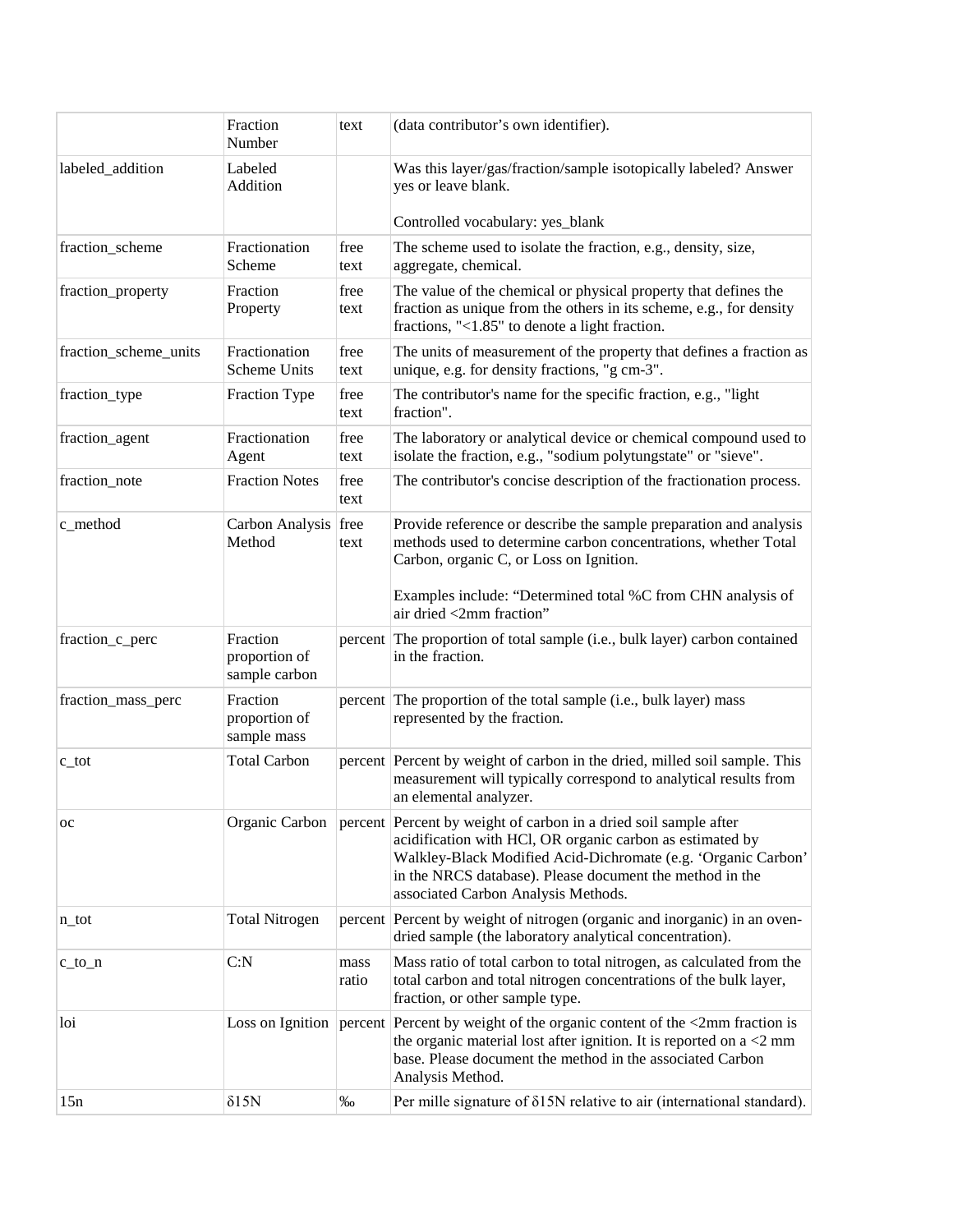| | Fraction Number | text | (data contributor's own identifier). |
|---|---|---|---|
| labeled_addition | Labeled Addition | | Was this layer/gas/fraction/sample isotopically labeled? Answer yes or leave blank.<br><br>Controlled vocabulary: yes_blank |
| fraction_scheme | Fractionation Scheme | free text | The scheme used to isolate the fraction, e.g., density, size, aggregate, chemical. |
| fraction_property | Fraction Property | free text | The value of the chemical or physical property that defines the fraction as unique from the others in its scheme, e.g., for density fractions, "<1.85" to denote a light fraction. |
| fraction_scheme_units | Fractionation Scheme Units | free text | The units of measurement of the property that defines a fraction as unique, e.g. for density fractions, "g cm-3". |
| fraction_type | Fraction Type | free text | The contributor's name for the specific fraction, e.g., "light fraction". |
| fraction_agent | Fractionation Agent | free text | The laboratory or analytical device or chemical compound used to isolate the fraction, e.g., "sodium polytungstate" or "sieve". |
| fraction_note | Fraction Notes | free text | The contributor's concise description of the fractionation process. |
| c_method | Carbon Analysis Method | free text | Provide reference or describe the sample preparation and analysis methods used to determine carbon concentrations, whether Total Carbon, organic C, or Loss on Ignition.<br><br>Examples include: "Determined total %C from CHN analysis of air dried <2mm fraction" |
| fraction_c_perc | Fraction proportion of sample carbon | percent | The proportion of total sample (i.e., bulk layer) carbon contained in the fraction. |
| fraction_mass_perc | Fraction proportion of sample mass | percent | The proportion of the total sample (i.e., bulk layer) mass represented by the fraction. |
| c_tot | Total Carbon | percent | Percent by weight of carbon in the dried, milled soil sample. This measurement will typically correspond to analytical results from an elemental analyzer. |
| oc | Organic Carbon | percent | Percent by weight of carbon in a dried soil sample after acidification with HCl, OR organic carbon as estimated by Walkley-Black Modified Acid-Dichromate (e.g. 'Organic Carbon' in the NRCS database). Please document the method in the associated Carbon Analysis Methods. |
| n_tot | Total Nitrogen | percent | Percent by weight of nitrogen (organic and inorganic) in an oven-dried sample (the laboratory analytical concentration). |
| c_to_n | C:N | mass ratio | Mass ratio of total carbon to total nitrogen, as calculated from the total carbon and total nitrogen concentrations of the bulk layer, fraction, or other sample type. |
| loi | Loss on Ignition | percent | Percent by weight of the organic content of the <2mm fraction is the organic material lost after ignition. It is reported on a <2 mm base. Please document the method in the associated Carbon Analysis Method. |
| 15n | $\delta^{15}N$ | ‰ | Per mille signature of $\delta^{15}N$ relative to air (international standard). |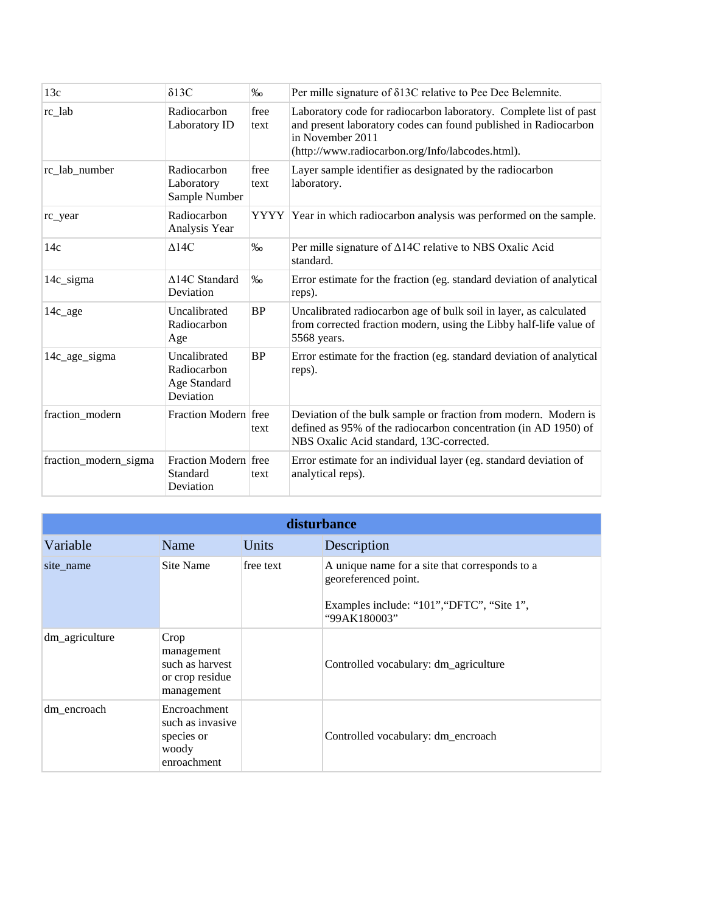| 13c | δ13C | ‰ | Per mille signature of δ13C relative to Pee Dee Belemnite. |
|---|---|---|---|
| rc_lab | Radiocarbon Laboratory ID | free text | Laboratory code for radiocarbon laboratory. Complete list of past and present laboratory codes can found published in Radiocarbon in November 2011 (http://www.radiocarbon.org/Info/labcodes.html). |
| rc_lab_number | Radiocarbon Laboratory Sample Number | free text | Layer sample identifier as designated by the radiocarbon laboratory. |
| rc_year | Radiocarbon Analysis Year | YYYY | Year in which radiocarbon analysis was performed on the sample. |
| 14c | Δ14C | ‰ | Per mille signature of Δ14C relative to NBS Oxalic Acid standard. |
| 14c_sigma | Δ14C Standard Deviation | ‰ | Error estimate for the fraction (eg. standard deviation of analytical reps). |
| 14c_age | Uncalibrated Radiocarbon Age | BP | Uncalibrated radiocarbon age of bulk soil in layer, as calculated from corrected fraction modern, using the Libby half-life value of 5568 years. |
| 14c_age_sigma | Uncalibrated Radiocarbon Age Standard Deviation | BP | Error estimate for the fraction (eg. standard deviation of analytical reps). |
| fraction_modern | Fraction Modern | free text | Deviation of the bulk sample or fraction from modern. Modern is defined as 95% of the radiocarbon concentration (in AD 1950) of NBS Oxalic Acid standard, 13C-corrected. |
| fraction_modern_sigma | Fraction Modern Standard Deviation | free text | Error estimate for an individual layer (eg. standard deviation of analytical reps). |

**disturbance**

| Variable | Name | Units | Description |
|---|---|---|---|
| site_name | Site Name | free text | A unique name for a site that corresponds to a georeferenced point.<br><br>Examples include: "101","DFTC", "Site 1", "99AK180003" |
| dm_agriculture | Crop management such as harvest or crop residue management | | Controlled vocabulary: dm_agriculture |
| dm_encroach | Encroachment such as invasive species or woody enroachment | | Controlled vocabulary: dm_encroach |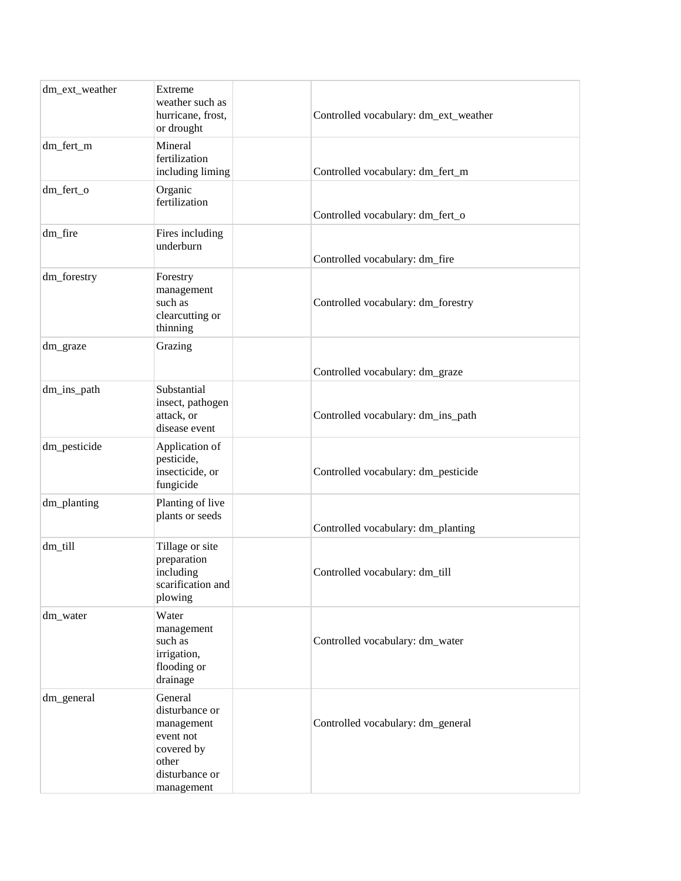| | | | |
|---|---|---|---|
| dm_ext_weather | Extreme weather such as hurricane, frost, or drought | | Controlled vocabulary: dm_ext_weather |
| dm_fert_m | Mineral fertilization including liming | | Controlled vocabulary: dm_fert_m |
| dm_fert_o | Organic fertilization | | Controlled vocabulary: dm_fert_o |
| dm_fire | Fires including underburn | | Controlled vocabulary: dm_fire |
| dm_forestry | Forestry management such as clearcutting or thinning | | Controlled vocabulary: dm_forestry |
| dm_graze | Grazing | | Controlled vocabulary: dm_graze |
| dm_ins_path | Substantial insect, pathogen attack, or disease event | | Controlled vocabulary: dm_ins_path |
| dm_pesticide | Application of pesticide, insecticide, or fungicide | | Controlled vocabulary: dm_pesticide |
| dm_planting | Planting of live plants or seeds | | Controlled vocabulary: dm_planting |
| dm_till | Tillage or site preparation including scarification and plowing | | Controlled vocabulary: dm_till |
| dm_water | Water management such as irrigation, flooding or drainage | | Controlled vocabulary: dm_water |
| dm_general | General disturbance or management event not covered by other disturbance or management | | Controlled vocabulary: dm_general |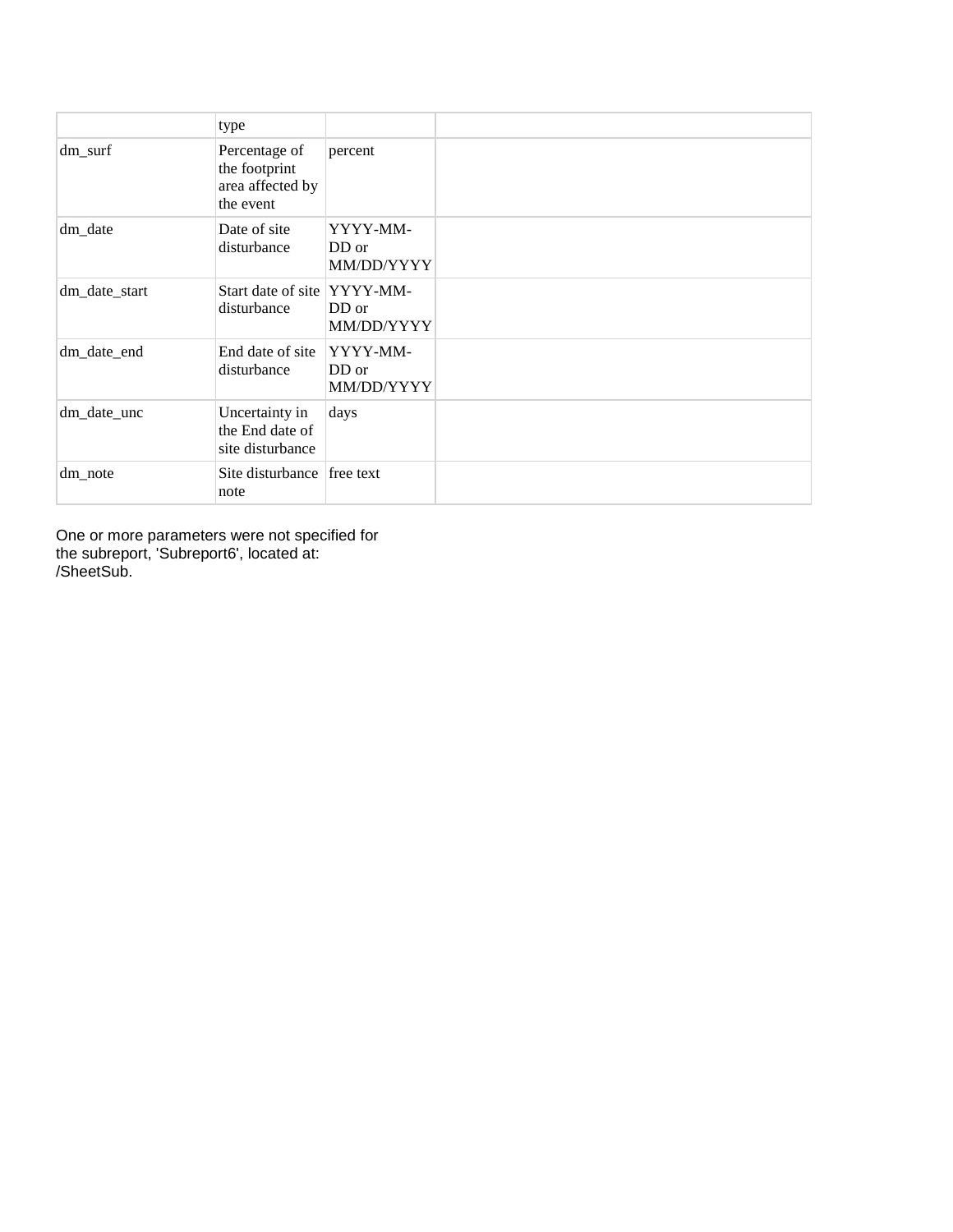| | | | |
|---|---|---|---|
| | type | | |
| dm_surf | Percentage of the footprint area affected by the event | percent | |
| dm_date | Date of site disturbance | YYYY-MM-DD or MM/DD/YYYY | |
| dm_date_start | Start date of site disturbance | YYYY-MM-DD or MM/DD/YYYY | |
| dm_date_end | End date of site disturbance | YYYY-MM-DD or MM/DD/YYYY | |
| dm_date_unc | Uncertainty in the End date of site disturbance | days | |
| dm_note | Site disturbance note | free text | |

One or more parameters were not specified for the subreport, 'Subreport6', located at: /SheetSub.